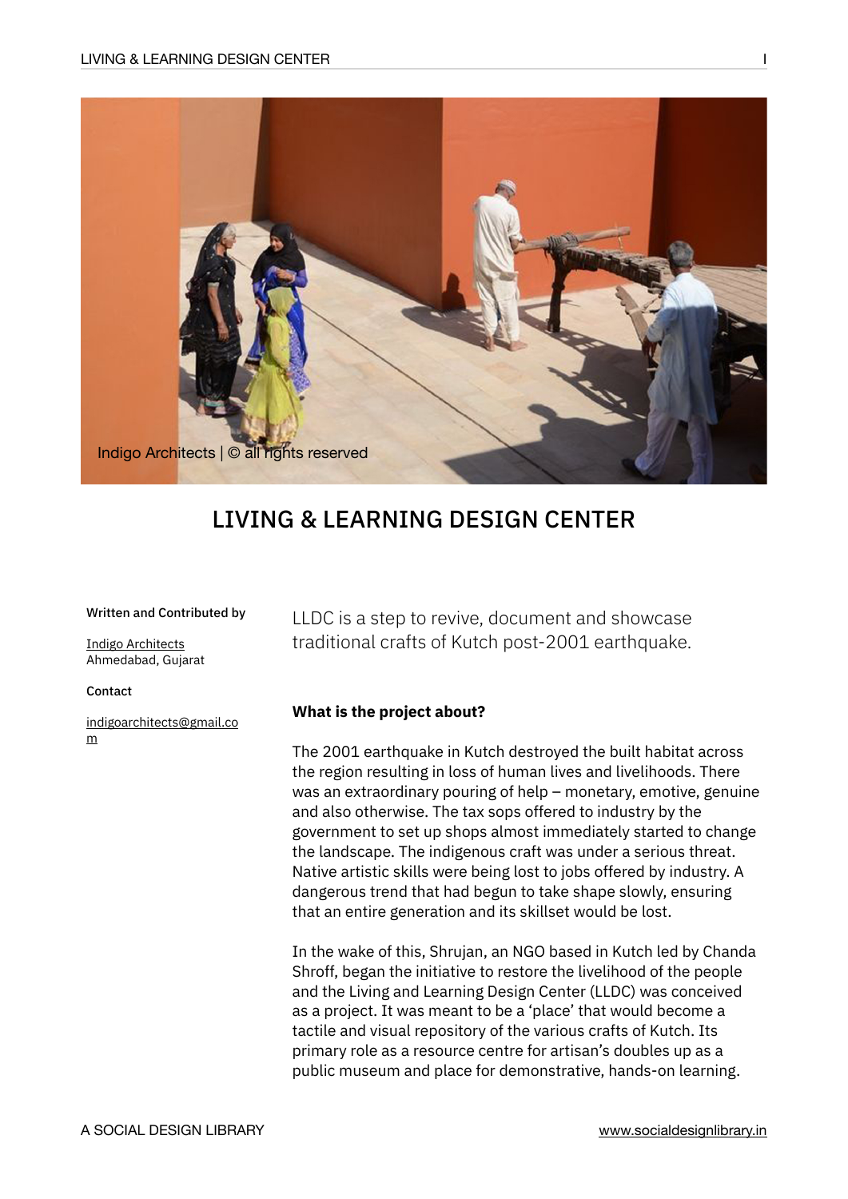Indigo Architects | © all rights reserved

# LIVING & LEARNING DESIGN CENTER

**Written and Contributed by**

Indigo Architects
Ahmedabad, Gujarat

**Contact**

indigoarchitects@gmail.com

LLDC is a step to revive, document and showcase traditional crafts of Kutch post-2001 earthquake.

**What is the project about?**

The 2001 earthquake in Kutch destroyed the built habitat across the region resulting in loss of human lives and livelihoods. There was an extraordinary pouring of help – monetary, emotive, genuine and also otherwise. The tax sops offered to industry by the government to set up shops almost immediately started to change the landscape. The indigenous craft was under a serious threat. Native artistic skills were being lost to jobs offered by industry. A dangerous trend that had begun to take shape slowly, ensuring that an entire generation and its skillset would be lost.

In the wake of this, Shrujan, an NGO based in Kutch led by Chanda Shroff, began the initiative to restore the livelihood of the people and the Living and Learning Design Center (LLDC) was conceived as a project. It was meant to be a 'place' that would become a tactile and visual repository of the various crafts of Kutch. Its primary role as a resource centre for artisan's doubles up as a public museum and place for demonstrative, hands-on learning.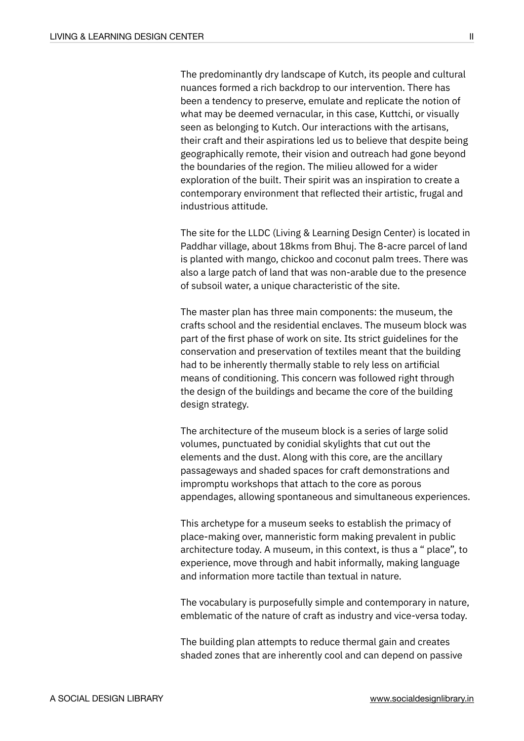The predominantly dry landscape of Kutch, its people and cultural nuances formed a rich backdrop to our intervention. There has been a tendency to preserve, emulate and replicate the notion of what may be deemed vernacular, in this case, Kuttchi, or visually seen as belonging to Kutch. Our interactions with the artisans, their craft and their aspirations led us to believe that despite being geographically remote, their vision and outreach had gone beyond the boundaries of the region. The milieu allowed for a wider exploration of the built. Their spirit was an inspiration to create a contemporary environment that reflected their artistic, frugal and industrious attitude.

The site for the LLDC (Living & Learning Design Center) is located in Paddhar village, about 18kms from Bhuj. The 8-acre parcel of land is planted with mango, chickoo and coconut palm trees. There was also a large patch of land that was non-arable due to the presence of subsoil water, a unique characteristic of the site.

The master plan has three main components: the museum, the crafts school and the residential enclaves. The museum block was part of the first phase of work on site. Its strict guidelines for the conservation and preservation of textiles meant that the building had to be inherently thermally stable to rely less on artificial means of conditioning. This concern was followed right through the design of the buildings and became the core of the building design strategy.

The architecture of the museum block is a series of large solid volumes, punctuated by conidial skylights that cut out the elements and the dust. Along with this core, are the ancillary passageways and shaded spaces for craft demonstrations and impromptu workshops that attach to the core as porous appendages, allowing spontaneous and simultaneous experiences.

This archetype for a museum seeks to establish the primacy of place-making over, manneristic form making prevalent in public architecture today. A museum, in this context, is thus a " place", to experience, move through and habit informally, making language and information more tactile than textual in nature.

The vocabulary is purposefully simple and contemporary in nature, emblematic of the nature of craft as industry and vice-versa today.

The building plan attempts to reduce thermal gain and creates shaded zones that are inherently cool and can depend on passive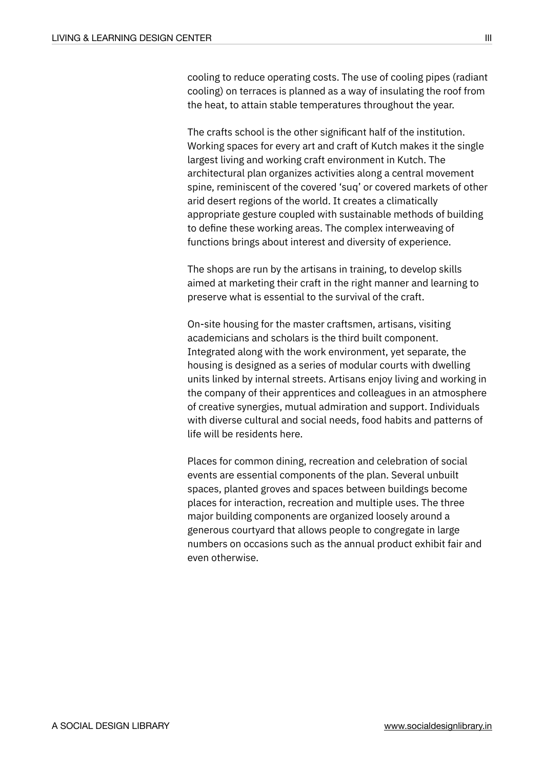cooling to reduce operating costs. The use of cooling pipes (radiant cooling) on terraces is planned as a way of insulating the roof from the heat, to attain stable temperatures throughout the year.

The crafts school is the other significant half of the institution. Working spaces for every art and craft of Kutch makes it the single largest living and working craft environment in Kutch. The architectural plan organizes activities along a central movement spine, reminiscent of the covered 'suq' or covered markets of other arid desert regions of the world. It creates a climatically appropriate gesture coupled with sustainable methods of building to define these working areas. The complex interweaving of functions brings about interest and diversity of experience.

The shops are run by the artisans in training, to develop skills aimed at marketing their craft in the right manner and learning to preserve what is essential to the survival of the craft.

On-site housing for the master craftsmen, artisans, visiting academicians and scholars is the third built component. Integrated along with the work environment, yet separate, the housing is designed as a series of modular courts with dwelling units linked by internal streets. Artisans enjoy living and working in the company of their apprentices and colleagues in an atmosphere of creative synergies, mutual admiration and support. Individuals with diverse cultural and social needs, food habits and patterns of life will be residents here.

Places for common dining, recreation and celebration of social events are essential components of the plan. Several unbuilt spaces, planted groves and spaces between buildings become places for interaction, recreation and multiple uses. The three major building components are organized loosely around a generous courtyard that allows people to congregate in large numbers on occasions such as the annual product exhibit fair and even otherwise.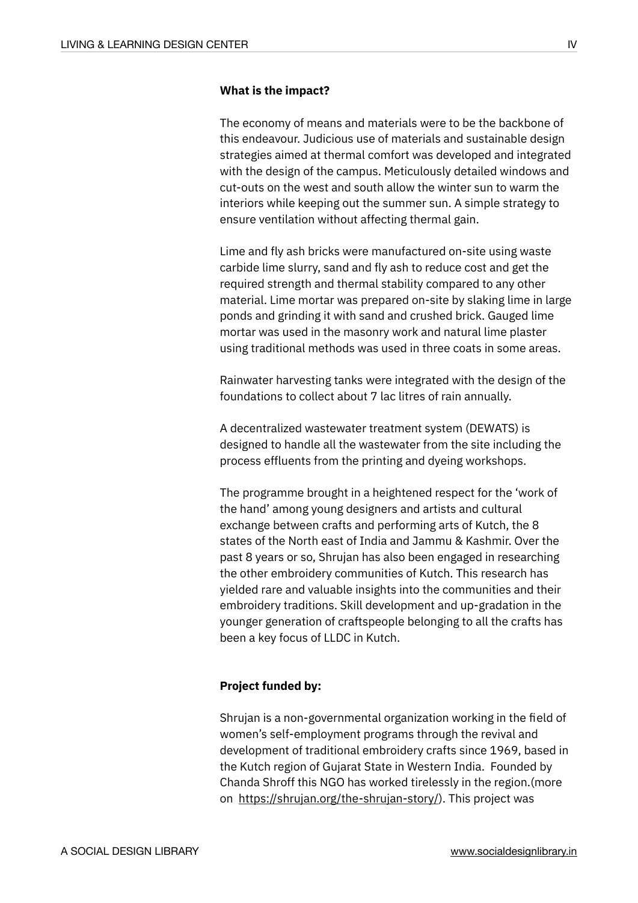**What is the impact?**

The economy of means and materials were to be the backbone of this endeavour. Judicious use of materials and sustainable design strategies aimed at thermal comfort was developed and integrated with the design of the campus. Meticulously detailed windows and cut-outs on the west and south allow the winter sun to warm the interiors while keeping out the summer sun. A simple strategy to ensure ventilation without affecting thermal gain.

Lime and fly ash bricks were manufactured on-site using waste carbide lime slurry, sand and fly ash to reduce cost and get the required strength and thermal stability compared to any other material. Lime mortar was prepared on-site by slaking lime in large ponds and grinding it with sand and crushed brick. Gauged lime mortar was used in the masonry work and natural lime plaster using traditional methods was used in three coats in some areas.

Rainwater harvesting tanks were integrated with the design of the foundations to collect about 7 lac litres of rain annually.

A decentralized wastewater treatment system (DEWATS) is designed to handle all the wastewater from the site including the process effluents from the printing and dyeing workshops.

The programme brought in a heightened respect for the 'work of the hand' among young designers and artists and cultural exchange between crafts and performing arts of Kutch, the 8 states of the North east of India and Jammu & Kashmir. Over the past 8 years or so, Shrujan has also been engaged in researching the other embroidery communities of Kutch. This research has yielded rare and valuable insights into the communities and their embroidery traditions. Skill development and up-gradation in the younger generation of craftspeople belonging to all the crafts has been a key focus of LLDC in Kutch.

**Project funded by:**

Shrujan is a non-governmental organization working in the field of women's self-employment programs through the revival and development of traditional embroidery crafts since 1969, based in the Kutch region of Gujarat State in Western India. Founded by Chanda Shroff this NGO has worked tirelessly in the region.(more on https://shrujan.org/the-shrujan-story/). This project was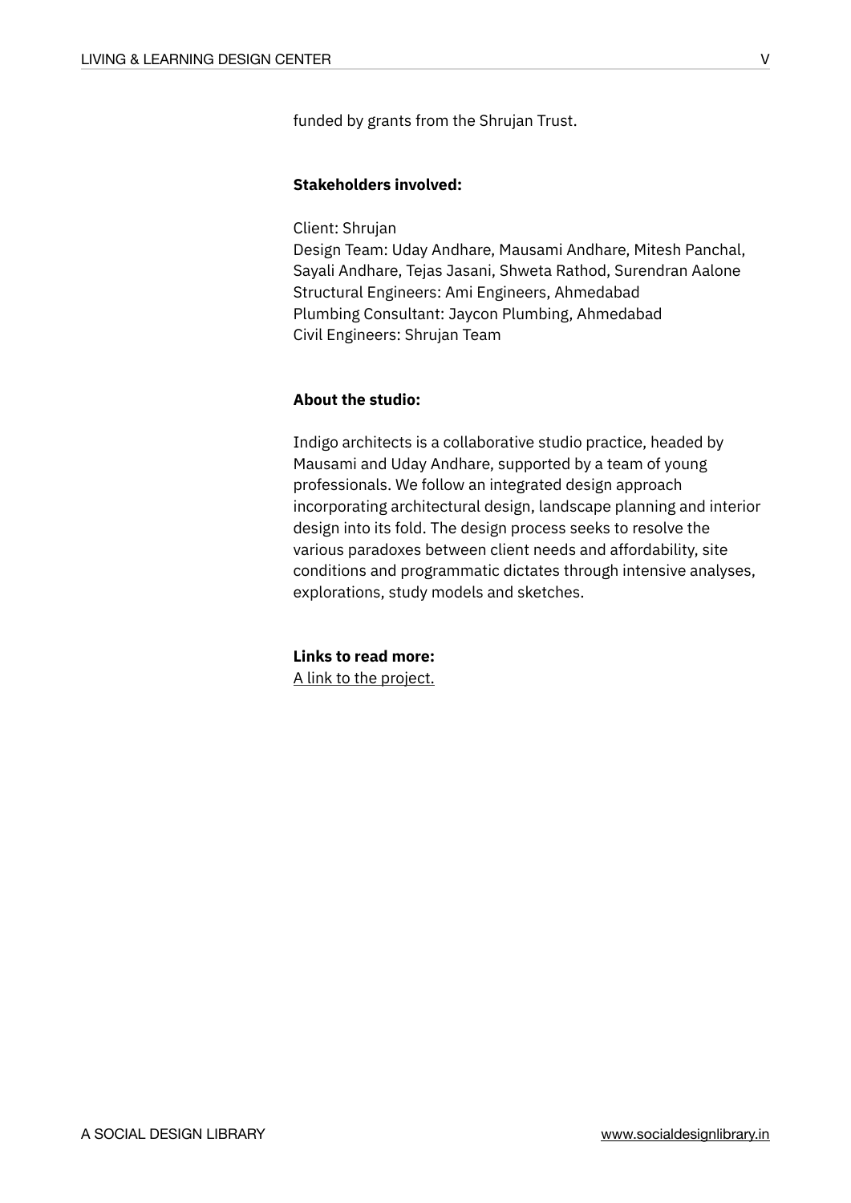funded by grants from the Shrujan Trust.

**Stakeholders involved:**

Client: Shrujan
Design Team: Uday Andhare, Mausami Andhare, Mitesh Panchal, Sayali Andhare, Tejas Jasani, Shweta Rathod, Surendran Aalone
Structural Engineers: Ami Engineers, Ahmedabad
Plumbing Consultant: Jaycon Plumbing, Ahmedabad
Civil Engineers: Shrujan Team

**About the studio:**

Indigo architects is a collaborative studio practice, headed by Mausami and Uday Andhare, supported by a team of young professionals. We follow an integrated design approach incorporating architectural design, landscape planning and interior design into its fold. The design process seeks to resolve the various paradoxes between client needs and affordability, site conditions and programmatic dictates through intensive analyses, explorations, study models and sketches.

**Links to read more:**
A link to the project.